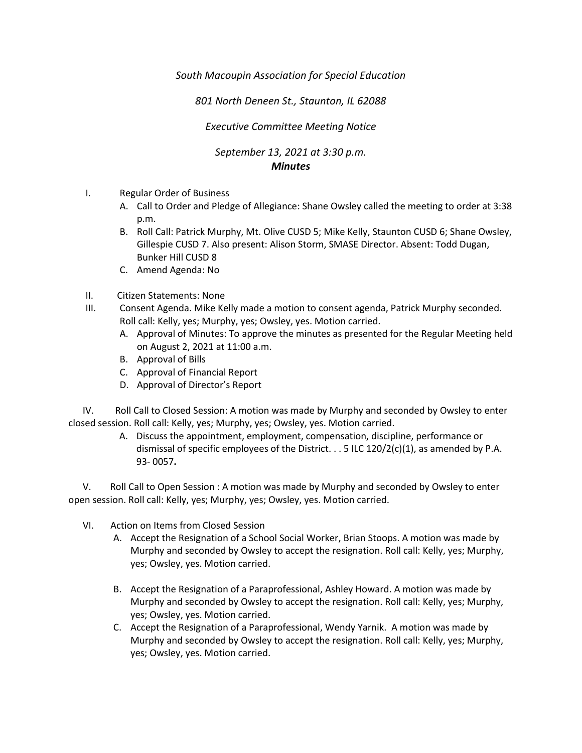*South Macoupin Association for Special Education*

*801 North Deneen St., Staunton, IL 62088*

*Executive Committee Meeting Notice*

*September 13, 2021 at 3:30 p.m.*
***Minutes***

I. Regular Order of Business
   A. Call to Order and Pledge of Allegiance: Shane Owsley called the meeting to order at 3:38 p.m.
   B. Roll Call: Patrick Murphy, Mt. Olive CUSD 5; Mike Kelly, Staunton CUSD 6; Shane Owsley, Gillespie CUSD 7. Also present: Alison Storm, SMASE Director. Absent: Todd Dugan, Bunker Hill CUSD 8
   C. Amend Agenda: No

II. Citizen Statements: None

III. Consent Agenda. Mike Kelly made a motion to consent agenda, Patrick Murphy seconded. Roll call: Kelly, yes; Murphy, yes; Owsley, yes. Motion carried.
   A. Approval of Minutes: To approve the minutes as presented for the Regular Meeting held on August 2, 2021 at 11:00 a.m.
   B. Approval of Bills
   C. Approval of Financial Report
   D. Approval of Director's Report

IV. Roll Call to Closed Session: A motion was made by Murphy and seconded by Owsley to enter closed session. Roll call: Kelly, yes; Murphy, yes; Owsley, yes. Motion carried.
   A. Discuss the appointment, employment, compensation, discipline, performance or dismissal of specific employees of the District. . . 5 ILC 120/2(c)(1), as amended by P.A. 93- 0057**.**

V. Roll Call to Open Session : A motion was made by Murphy and seconded by Owsley to enter open session. Roll call: Kelly, yes; Murphy, yes; Owsley, yes. Motion carried.

VI. Action on Items from Closed Session
   A. Accept the Resignation of a School Social Worker, Brian Stoops. A motion was made by Murphy and seconded by Owsley to accept the resignation. Roll call: Kelly, yes; Murphy, yes; Owsley, yes. Motion carried.
   B. Accept the Resignation of a Paraprofessional, Ashley Howard. A motion was made by Murphy and seconded by Owsley to accept the resignation. Roll call: Kelly, yes; Murphy, yes; Owsley, yes. Motion carried.
   C. Accept the Resignation of a Paraprofessional, Wendy Yarnik. A motion was made by Murphy and seconded by Owsley to accept the resignation. Roll call: Kelly, yes; Murphy, yes; Owsley, yes. Motion carried.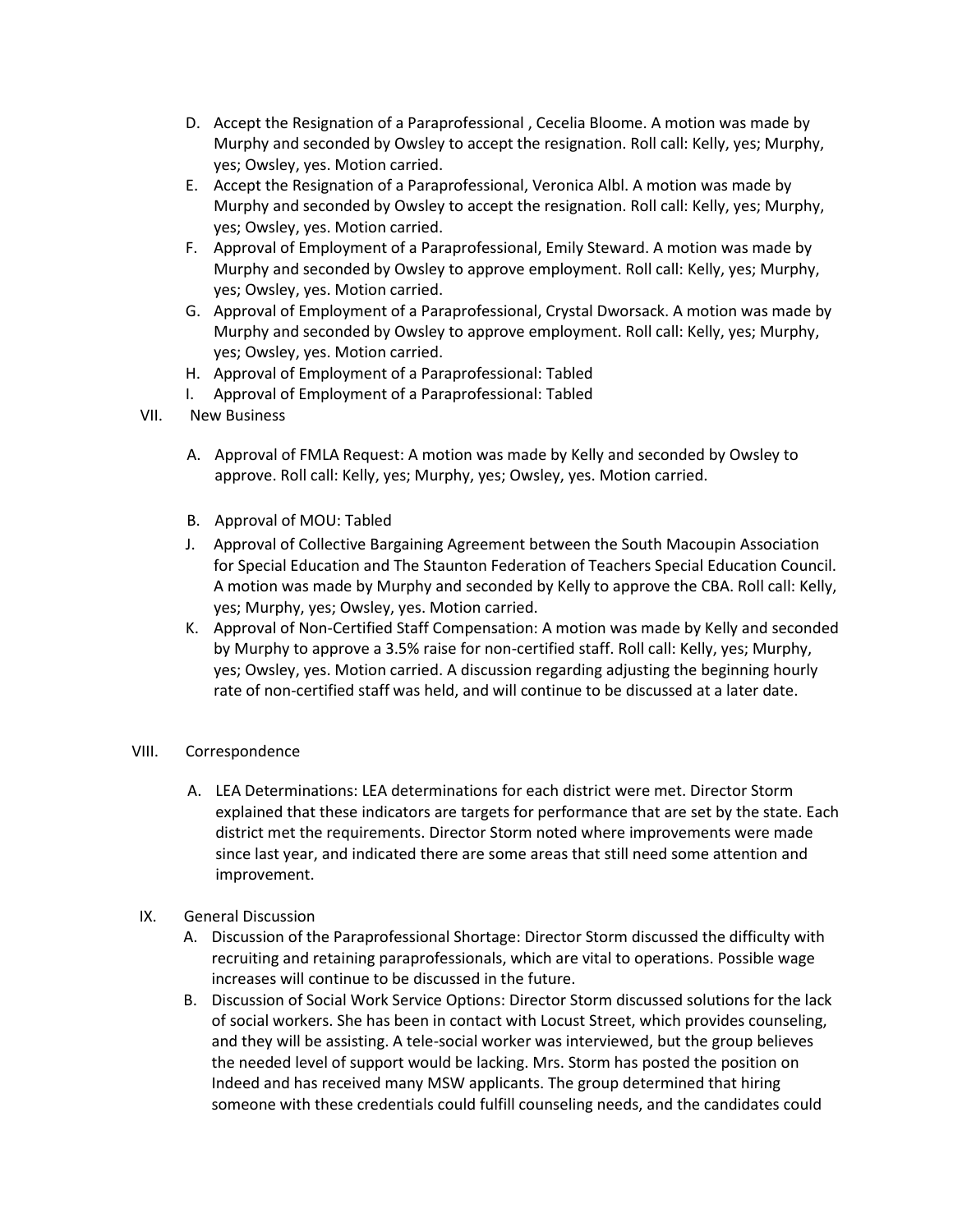D. Accept the Resignation of a Paraprofessional , Cecelia Bloome. A motion was made by Murphy and seconded by Owsley to accept the resignation. Roll call: Kelly, yes; Murphy, yes; Owsley, yes. Motion carried.

E. Accept the Resignation of a Paraprofessional, Veronica Albl. A motion was made by Murphy and seconded by Owsley to accept the resignation. Roll call: Kelly, yes; Murphy, yes; Owsley, yes. Motion carried.

F. Approval of Employment of a Paraprofessional, Emily Steward. A motion was made by Murphy and seconded by Owsley to approve employment. Roll call: Kelly, yes; Murphy, yes; Owsley, yes. Motion carried.

G. Approval of Employment of a Paraprofessional, Crystal Dworsack. A motion was made by Murphy and seconded by Owsley to approve employment. Roll call: Kelly, yes; Murphy, yes; Owsley, yes. Motion carried.

H. Approval of Employment of a Paraprofessional: Tabled

I. Approval of Employment of a Paraprofessional: Tabled

VII. New Business

A. Approval of FMLA Request: A motion was made by Kelly and seconded by Owsley to approve. Roll call: Kelly, yes; Murphy, yes; Owsley, yes. Motion carried.

B. Approval of MOU: Tabled

J. Approval of Collective Bargaining Agreement between the South Macoupin Association for Special Education and The Staunton Federation of Teachers Special Education Council. A motion was made by Murphy and seconded by Kelly to approve the CBA. Roll call: Kelly, yes; Murphy, yes; Owsley, yes. Motion carried.

K. Approval of Non-Certified Staff Compensation: A motion was made by Kelly and seconded by Murphy to approve a 3.5% raise for non-certified staff. Roll call: Kelly, yes; Murphy, yes; Owsley, yes. Motion carried. A discussion regarding adjusting the beginning hourly rate of non-certified staff was held, and will continue to be discussed at a later date.

VIII. Correspondence

A. LEA Determinations: LEA determinations for each district were met. Director Storm explained that these indicators are targets for performance that are set by the state. Each district met the requirements. Director Storm noted where improvements were made since last year, and indicated there are some areas that still need some attention and improvement.

IX. General Discussion

A. Discussion of the Paraprofessional Shortage: Director Storm discussed the difficulty with recruiting and retaining paraprofessionals, which are vital to operations. Possible wage increases will continue to be discussed in the future.

B. Discussion of Social Work Service Options: Director Storm discussed solutions for the lack of social workers. She has been in contact with Locust Street, which provides counseling, and they will be assisting. A tele-social worker was interviewed, but the group believes the needed level of support would be lacking. Mrs. Storm has posted the position on Indeed and has received many MSW applicants. The group determined that hiring someone with these credentials could fulfill counseling needs, and the candidates could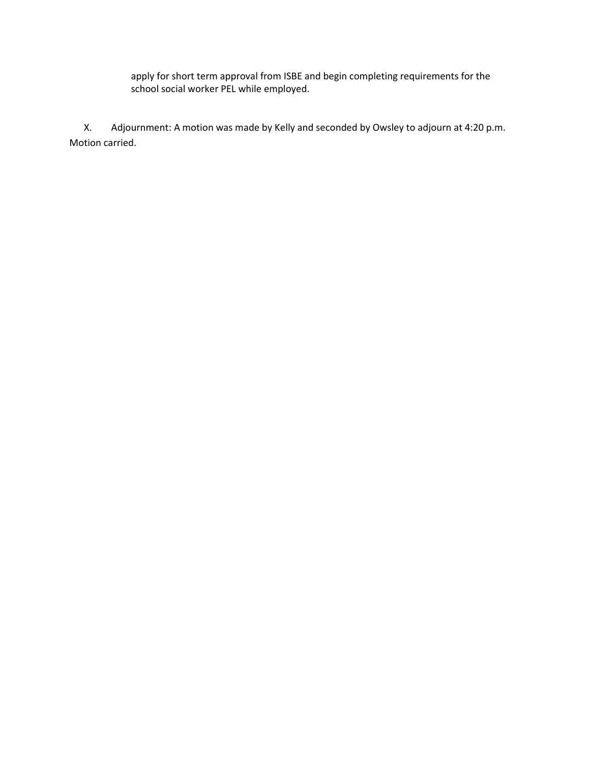apply for short term approval from ISBE and begin completing requirements for the school social worker PEL while employed.

X. Adjournment: A motion was made by Kelly and seconded by Owsley to adjourn at 4:20 p.m. Motion carried.